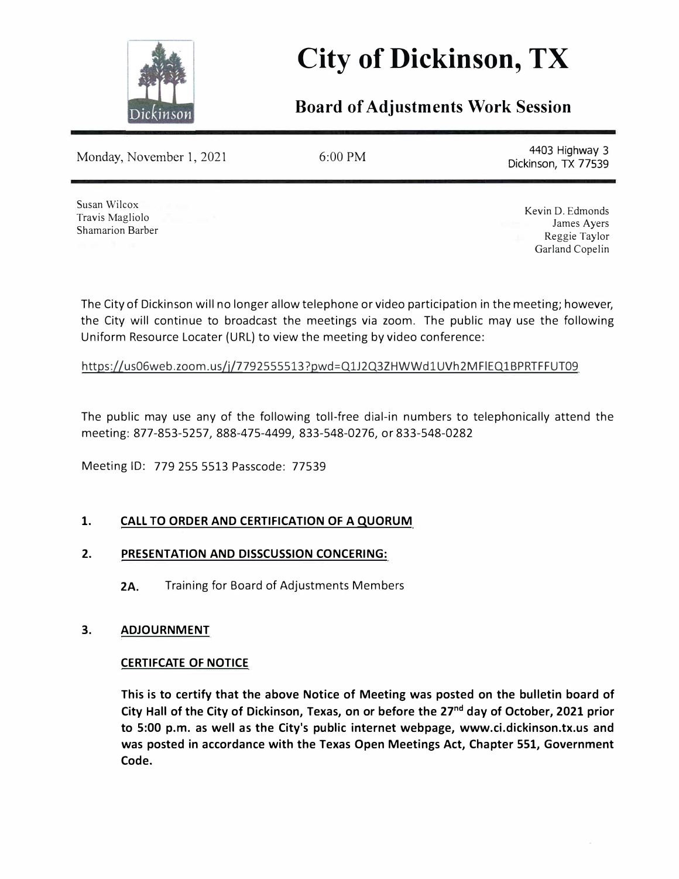# City of Dickinson, TX

## Board of Adjustments Work Session

Monday, November 1, 2021 | 6:00 PM | 4403 Highway 3, Dickinson, TX 77539

Susan Wilcox
Travis Magliolo
Shamarion Barber

Kevin D. Edmonds
James Ayers
Reggie Taylor
Garland Copelin

The City of Dickinson will no longer allow telephone or video participation in the meeting; however, the City will continue to broadcast the meetings via zoom. The public may use the following Uniform Resource Locater (URL) to view the meeting by video conference:

https://us06web.zoom.us/j/7792555513?pwd=Q1J2Q3ZHWWd1UVh2MFlEQ1BPRTFFUT09

The public may use any of the following toll-free dial-in numbers to telephonically attend the meeting: 877-853-5257, 888-475-4499, 833-548-0276, or 833-548-0282

Meeting ID: 779 255 5513 Passcode: 77539

**1. CALL TO ORDER AND CERTIFICATION OF A QUORUM**

**2. PRESENTATION AND DISSCUSSION CONCERING:**

**2A.** Training for Board of Adjustments Members

**3. ADJOURNMENT**

**CERTIFCATE OF NOTICE**

**This is to certify that the above Notice of Meeting was posted on the bulletin board of City Hall of the City of Dickinson, Texas, on or before the 27th day of October, 2021 prior to 5:00 p.m. as well as the City's public internet webpage, www.ci.dickinson.tx.us and was posted in accordance with the Texas Open Meetings Act, Chapter 551, Government Code.**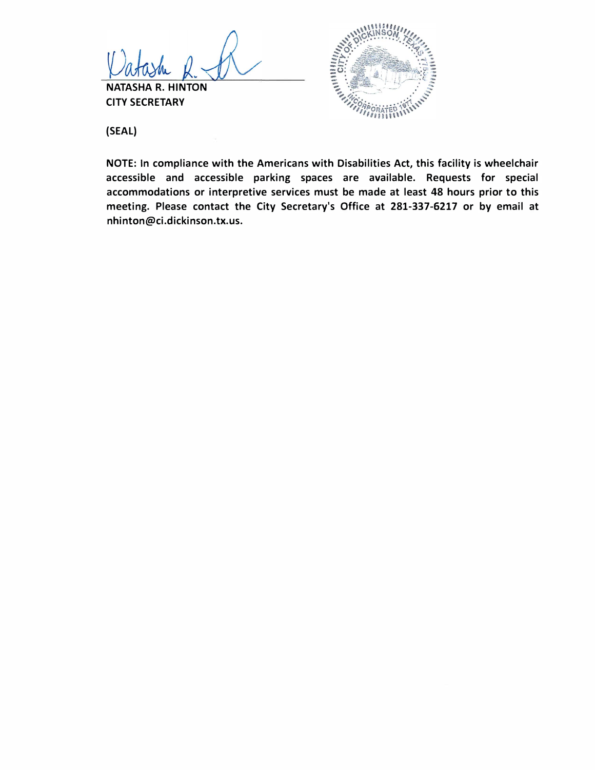NATASHA R. HINTON
CITY SECRETARY

(SEAL)

**NOTE: In compliance with the Americans with Disabilities Act, this facility is wheelchair accessible and accessible parking spaces are available. Requests for special accommodations or interpretive services must be made at least 48 hours prior to this meeting. Please contact the City Secretary's Office at 281-337-6217 or by email at nhinton@ci.dickinson.tx.us.**